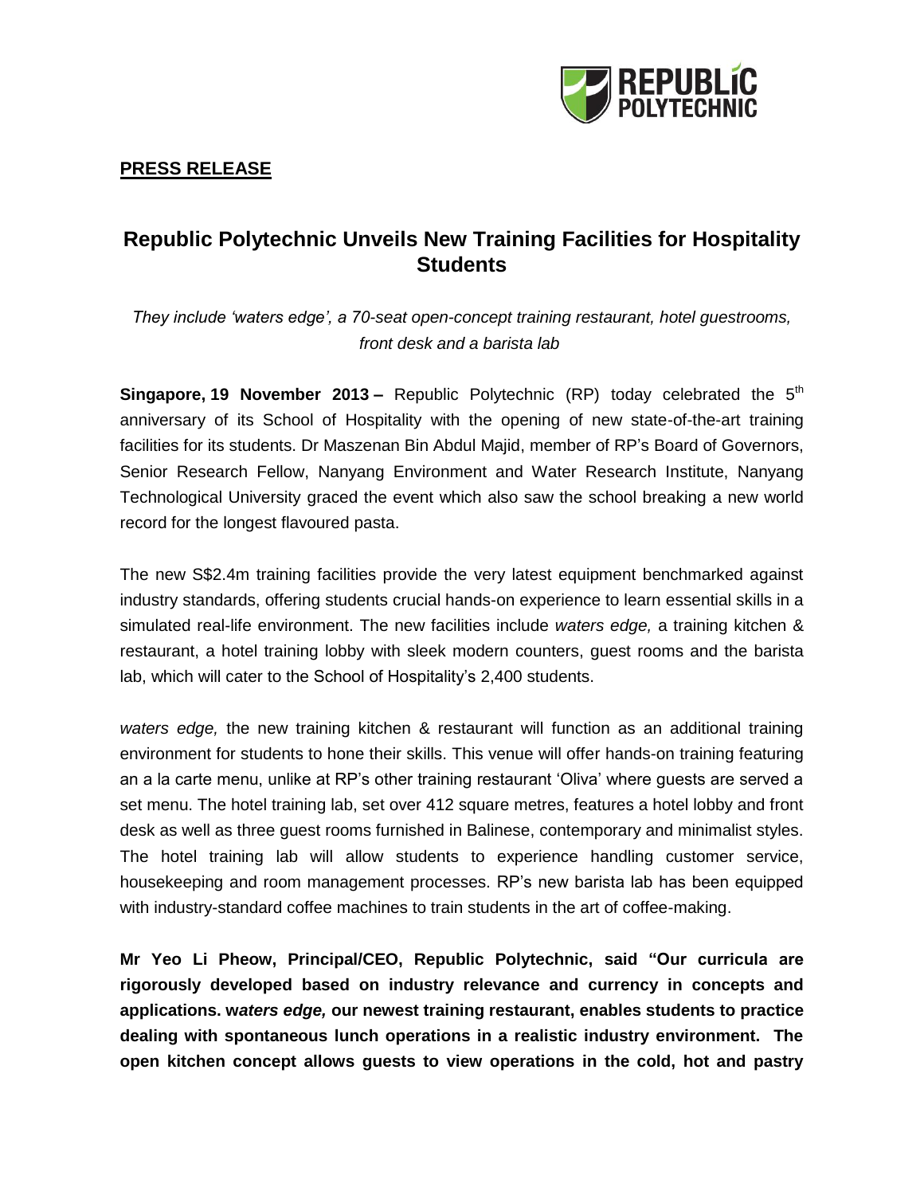**PRESS RELEASE**

# Republic Polytechnic Unveils New Training Facilities for Hospitality Students

*They include 'waters edge', a 70-seat open-concept training restaurant, hotel guestrooms, front desk and a barista lab*

**Singapore, 19 November 2013 –** Republic Polytechnic (RP) today celebrated the 5th anniversary of its School of Hospitality with the opening of new state-of-the-art training facilities for its students. Dr Maszenan Bin Abdul Majid, member of RP's Board of Governors, Senior Research Fellow, Nanyang Environment and Water Research Institute, Nanyang Technological University graced the event which also saw the school breaking a new world record for the longest flavoured pasta.

The new S$2.4m training facilities provide the very latest equipment benchmarked against industry standards, offering students crucial hands-on experience to learn essential skills in a simulated real-life environment. The new facilities include *waters edge,* a training kitchen & restaurant, a hotel training lobby with sleek modern counters, guest rooms and the barista lab, which will cater to the School of Hospitality's 2,400 students.

*waters edge,* the new training kitchen & restaurant will function as an additional training environment for students to hone their skills. This venue will offer hands-on training featuring an a la carte menu, unlike at RP's other training restaurant 'Oliva' where guests are served a set menu. The hotel training lab, set over 412 square metres, features a hotel lobby and front desk as well as three guest rooms furnished in Balinese, contemporary and minimalist styles. The hotel training lab will allow students to experience handling customer service, housekeeping and room management processes. RP's new barista lab has been equipped with industry-standard coffee machines to train students in the art of coffee-making.

**Mr Yeo Li Pheow, Principal/CEO, Republic Polytechnic, said "Our curricula are rigorously developed based on industry relevance and currency in concepts and applications. w*aters edge,* our newest training restaurant, enables students to practice dealing with spontaneous lunch operations in a realistic industry environment. The open kitchen concept allows guests to view operations in the cold, hot and pastry**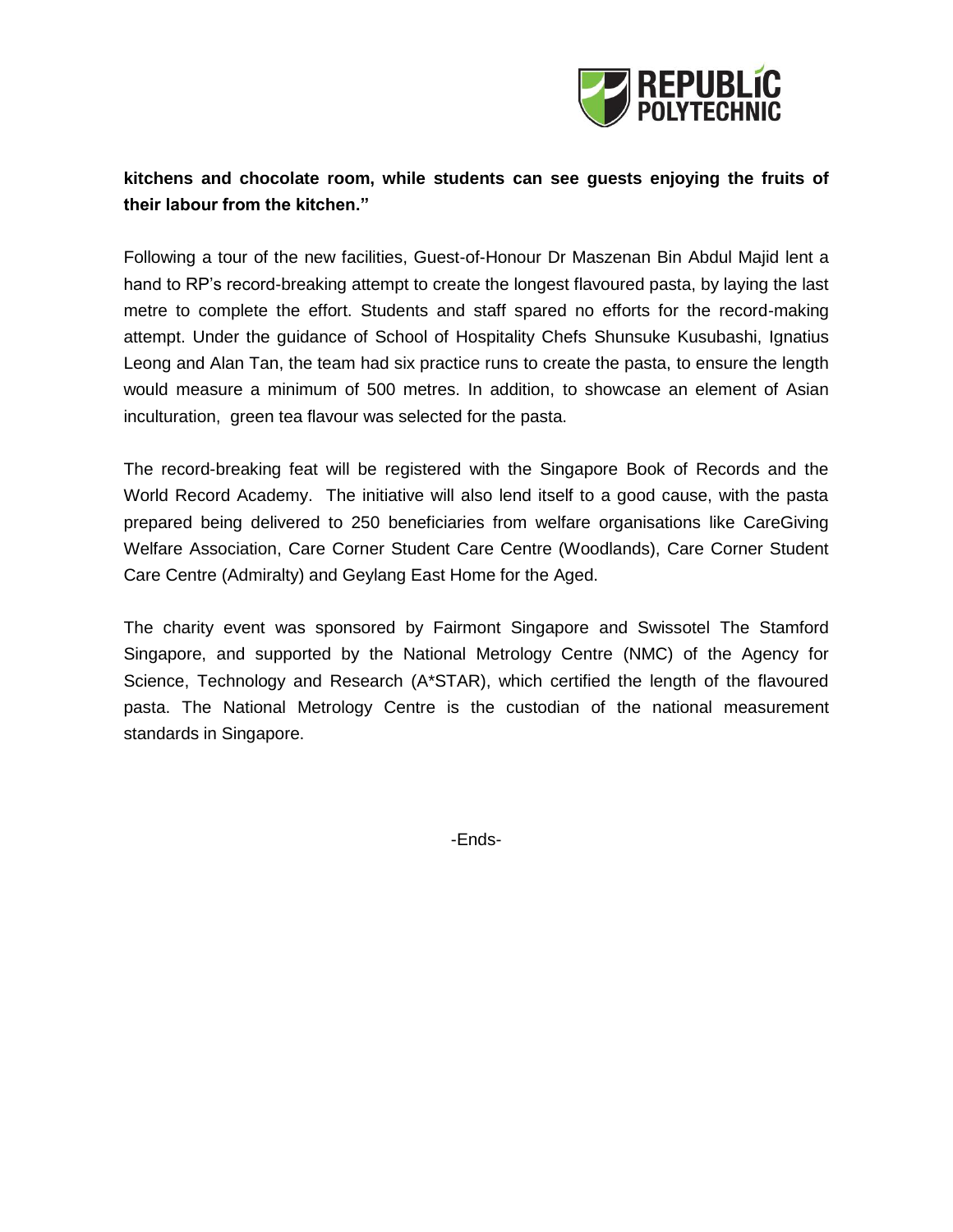**kitchens and chocolate room, while students can see guests enjoying the fruits of their labour from the kitchen."**

Following a tour of the new facilities, Guest-of-Honour Dr Maszenan Bin Abdul Majid lent a hand to RP's record-breaking attempt to create the longest flavoured pasta, by laying the last metre to complete the effort. Students and staff spared no efforts for the record-making attempt. Under the guidance of School of Hospitality Chefs Shunsuke Kusubashi, Ignatius Leong and Alan Tan, the team had six practice runs to create the pasta, to ensure the length would measure a minimum of 500 metres. In addition, to showcase an element of Asian inculturation, green tea flavour was selected for the pasta.

The record-breaking feat will be registered with the Singapore Book of Records and the World Record Academy. The initiative will also lend itself to a good cause, with the pasta prepared being delivered to 250 beneficiaries from welfare organisations like CareGiving Welfare Association, Care Corner Student Care Centre (Woodlands), Care Corner Student Care Centre (Admiralty) and Geylang East Home for the Aged.

The charity event was sponsored by Fairmont Singapore and Swissotel The Stamford Singapore, and supported by the National Metrology Centre (NMC) of the Agency for Science, Technology and Research (A*STAR), which certified the length of the flavoured pasta. The National Metrology Centre is the custodian of the national measurement standards in Singapore.

-Ends-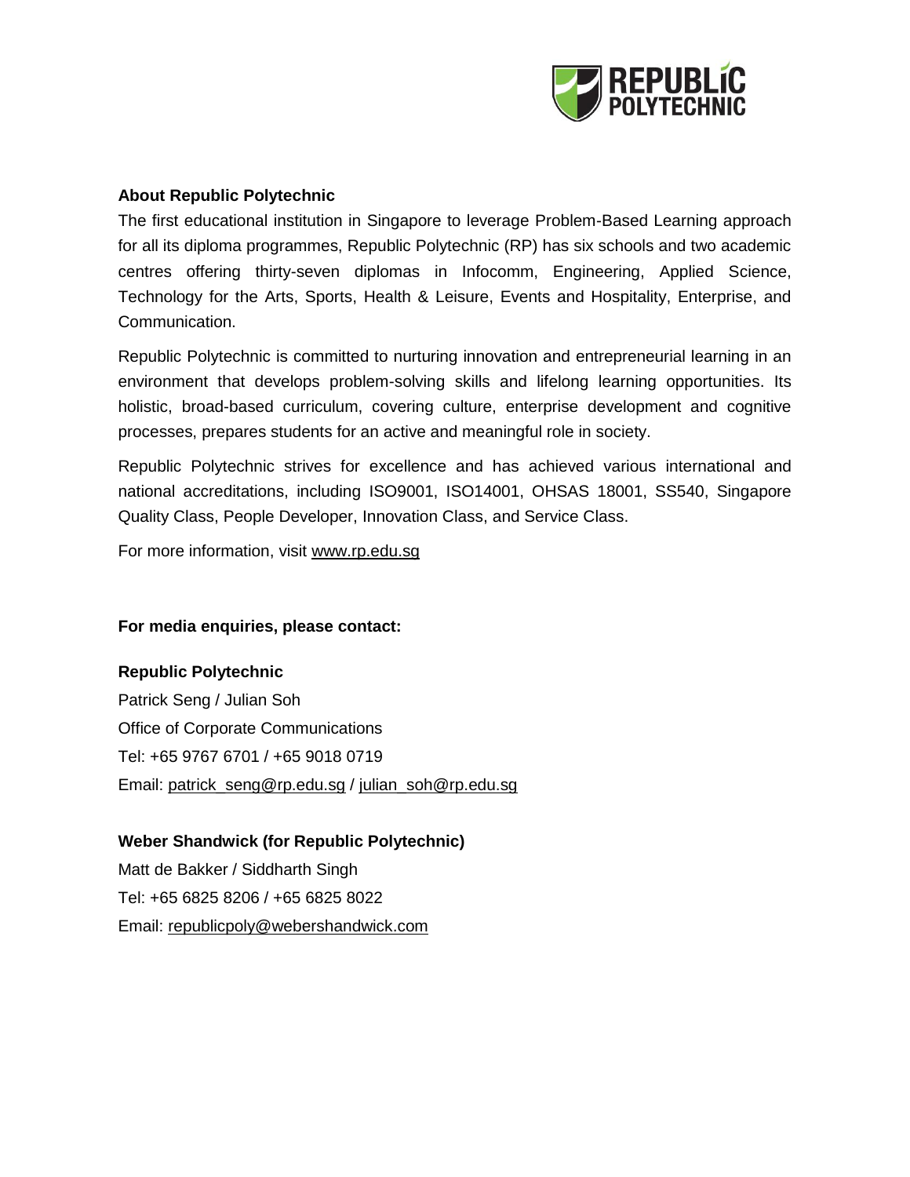**About Republic Polytechnic**

The first educational institution in Singapore to leverage Problem-Based Learning approach for all its diploma programmes, Republic Polytechnic (RP) has six schools and two academic centres offering thirty-seven diplomas in Infocomm, Engineering, Applied Science, Technology for the Arts, Sports, Health & Leisure, Events and Hospitality, Enterprise, and Communication.

Republic Polytechnic is committed to nurturing innovation and entrepreneurial learning in an environment that develops problem-solving skills and lifelong learning opportunities. Its holistic, broad-based curriculum, covering culture, enterprise development and cognitive processes, prepares students for an active and meaningful role in society.

Republic Polytechnic strives for excellence and has achieved various international and national accreditations, including ISO9001, ISO14001, OHSAS 18001, SS540, Singapore Quality Class, People Developer, Innovation Class, and Service Class.

For more information, visit www.rp.edu.sg

**For media enquiries, please contact:**

**Republic Polytechnic**
Patrick Seng / Julian Soh
Office of Corporate Communications
Tel: +65 9767 6701 / +65 9018 0719
Email: patrick_seng@rp.edu.sg / julian_soh@rp.edu.sg

**Weber Shandwick (for Republic Polytechnic)**
Matt de Bakker / Siddharth Singh
Tel: +65 6825 8206 / +65 6825 8022
Email: republicpoly@webershandwick.com